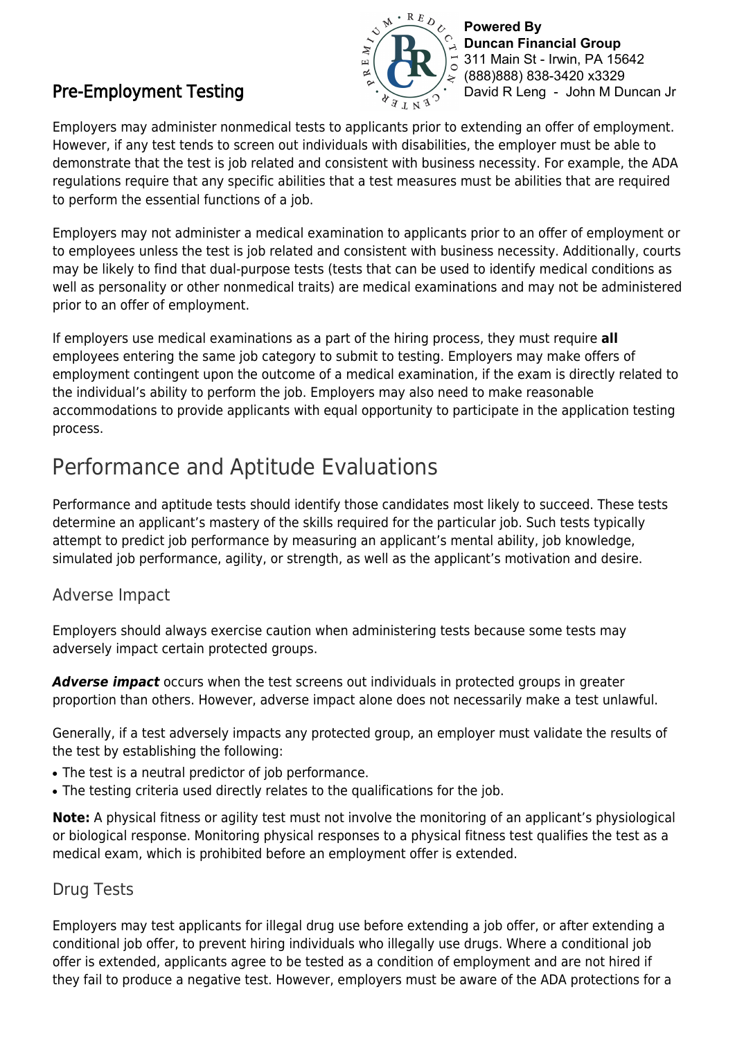## Pre-Employment Testing

**Powered By**
**Duncan Financial Group**
311 Main St - Irwin, PA 15642
(888)888) 838-3420 x3329
David R Leng - John M Duncan Jr

Employers may administer nonmedical tests to applicants prior to extending an offer of employment. However, if any test tends to screen out individuals with disabilities, the employer must be able to demonstrate that the test is job related and consistent with business necessity. For example, the ADA regulations require that any specific abilities that a test measures must be abilities that are required to perform the essential functions of a job.

Employers may not administer a medical examination to applicants prior to an offer of employment or to employees unless the test is job related and consistent with business necessity. Additionally, courts may be likely to find that dual-purpose tests (tests that can be used to identify medical conditions as well as personality or other nonmedical traits) are medical examinations and may not be administered prior to an offer of employment.

If employers use medical examinations as a part of the hiring process, they must require **all** employees entering the same job category to submit to testing. Employers may make offers of employment contingent upon the outcome of a medical examination, if the exam is directly related to the individual's ability to perform the job. Employers may also need to make reasonable accommodations to provide applicants with equal opportunity to participate in the application testing process.

# Performance and Aptitude Evaluations

Performance and aptitude tests should identify those candidates most likely to succeed. These tests determine an applicant's mastery of the skills required for the particular job. Such tests typically attempt to predict job performance by measuring an applicant's mental ability, job knowledge, simulated job performance, agility, or strength, as well as the applicant's motivation and desire.

## Adverse Impact

Employers should always exercise caution when administering tests because some tests may adversely impact certain protected groups.

***Adverse impact*** occurs when the test screens out individuals in protected groups in greater proportion than others. However, adverse impact alone does not necessarily make a test unlawful.

Generally, if a test adversely impacts any protected group, an employer must validate the results of the test by establishing the following:

- The test is a neutral predictor of job performance.
- The testing criteria used directly relates to the qualifications for the job.

**Note:** A physical fitness or agility test must not involve the monitoring of an applicant's physiological or biological response. Monitoring physical responses to a physical fitness test qualifies the test as a medical exam, which is prohibited before an employment offer is extended.

## Drug Tests

Employers may test applicants for illegal drug use before extending a job offer, or after extending a conditional job offer, to prevent hiring individuals who illegally use drugs. Where a conditional job offer is extended, applicants agree to be tested as a condition of employment and are not hired if they fail to produce a negative test. However, employers must be aware of the ADA protections for a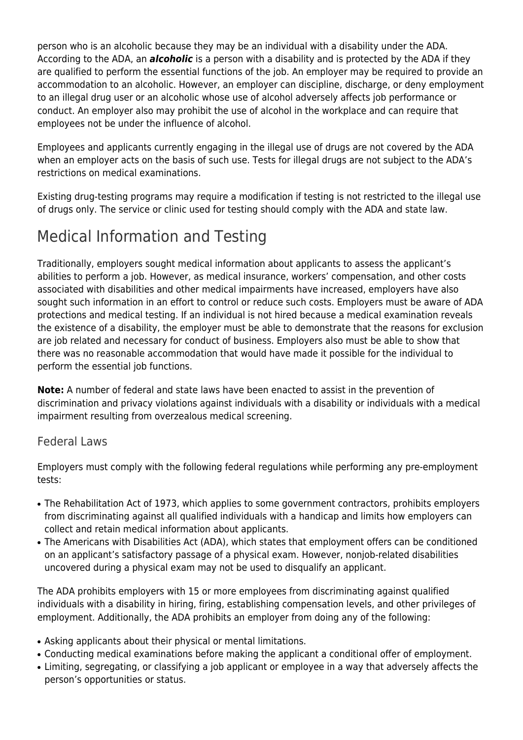person who is an alcoholic because they may be an individual with a disability under the ADA. According to the ADA, an ***alcoholic*** is a person with a disability and is protected by the ADA if they are qualified to perform the essential functions of the job. An employer may be required to provide an accommodation to an alcoholic. However, an employer can discipline, discharge, or deny employment to an illegal drug user or an alcoholic whose use of alcohol adversely affects job performance or conduct. An employer also may prohibit the use of alcohol in the workplace and can require that employees not be under the influence of alcohol.

Employees and applicants currently engaging in the illegal use of drugs are not covered by the ADA when an employer acts on the basis of such use. Tests for illegal drugs are not subject to the ADA's restrictions on medical examinations.

Existing drug-testing programs may require a modification if testing is not restricted to the illegal use of drugs only. The service or clinic used for testing should comply with the ADA and state law.

# Medical Information and Testing

Traditionally, employers sought medical information about applicants to assess the applicant's abilities to perform a job. However, as medical insurance, workers' compensation, and other costs associated with disabilities and other medical impairments have increased, employers have also sought such information in an effort to control or reduce such costs. Employers must be aware of ADA protections and medical testing. If an individual is not hired because a medical examination reveals the existence of a disability, the employer must be able to demonstrate that the reasons for exclusion are job related and necessary for conduct of business. Employers also must be able to show that there was no reasonable accommodation that would have made it possible for the individual to perform the essential job functions.

**Note:** A number of federal and state laws have been enacted to assist in the prevention of discrimination and privacy violations against individuals with a disability or individuals with a medical impairment resulting from overzealous medical screening.

## Federal Laws

Employers must comply with the following federal regulations while performing any pre-employment tests:

- The Rehabilitation Act of 1973, which applies to some government contractors, prohibits employers from discriminating against all qualified individuals with a handicap and limits how employers can collect and retain medical information about applicants.
- The Americans with Disabilities Act (ADA), which states that employment offers can be conditioned on an applicant's satisfactory passage of a physical exam. However, nonjob-related disabilities uncovered during a physical exam may not be used to disqualify an applicant.

The ADA prohibits employers with 15 or more employees from discriminating against qualified individuals with a disability in hiring, firing, establishing compensation levels, and other privileges of employment. Additionally, the ADA prohibits an employer from doing any of the following:

- Asking applicants about their physical or mental limitations.
- Conducting medical examinations before making the applicant a conditional offer of employment.
- Limiting, segregating, or classifying a job applicant or employee in a way that adversely affects the person's opportunities or status.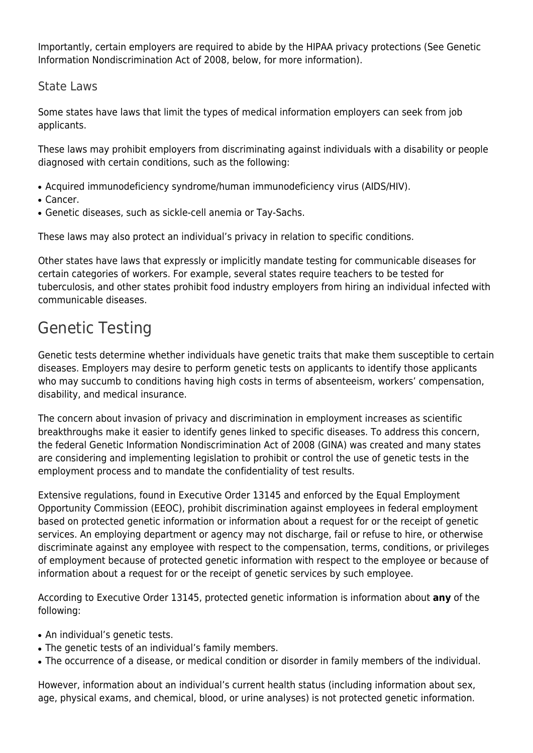Importantly, certain employers are required to abide by the HIPAA privacy protections (See Genetic Information Nondiscrimination Act of 2008, below, for more information).

### State Laws

Some states have laws that limit the types of medical information employers can seek from job applicants.

These laws may prohibit employers from discriminating against individuals with a disability or people diagnosed with certain conditions, such as the following:

- Acquired immunodeficiency syndrome/human immunodeficiency virus (AIDS/HIV).
- Cancer.
- Genetic diseases, such as sickle-cell anemia or Tay-Sachs.

These laws may also protect an individual's privacy in relation to specific conditions.

Other states have laws that expressly or implicitly mandate testing for communicable diseases for certain categories of workers. For example, several states require teachers to be tested for tuberculosis, and other states prohibit food industry employers from hiring an individual infected with communicable diseases.

## Genetic Testing

Genetic tests determine whether individuals have genetic traits that make them susceptible to certain diseases. Employers may desire to perform genetic tests on applicants to identify those applicants who may succumb to conditions having high costs in terms of absenteeism, workers' compensation, disability, and medical insurance.

The concern about invasion of privacy and discrimination in employment increases as scientific breakthroughs make it easier to identify genes linked to specific diseases. To address this concern, the federal Genetic Information Nondiscrimination Act of 2008 (GINA) was created and many states are considering and implementing legislation to prohibit or control the use of genetic tests in the employment process and to mandate the confidentiality of test results.

Extensive regulations, found in Executive Order 13145 and enforced by the Equal Employment Opportunity Commission (EEOC), prohibit discrimination against employees in federal employment based on protected genetic information or information about a request for or the receipt of genetic services. An employing department or agency may not discharge, fail or refuse to hire, or otherwise discriminate against any employee with respect to the compensation, terms, conditions, or privileges of employment because of protected genetic information with respect to the employee or because of information about a request for or the receipt of genetic services by such employee.

According to Executive Order 13145, protected genetic information is information about **any** of the following:

- An individual's genetic tests.
- The genetic tests of an individual's family members.
- The occurrence of a disease, or medical condition or disorder in family members of the individual.

However, information about an individual's current health status (including information about sex, age, physical exams, and chemical, blood, or urine analyses) is not protected genetic information.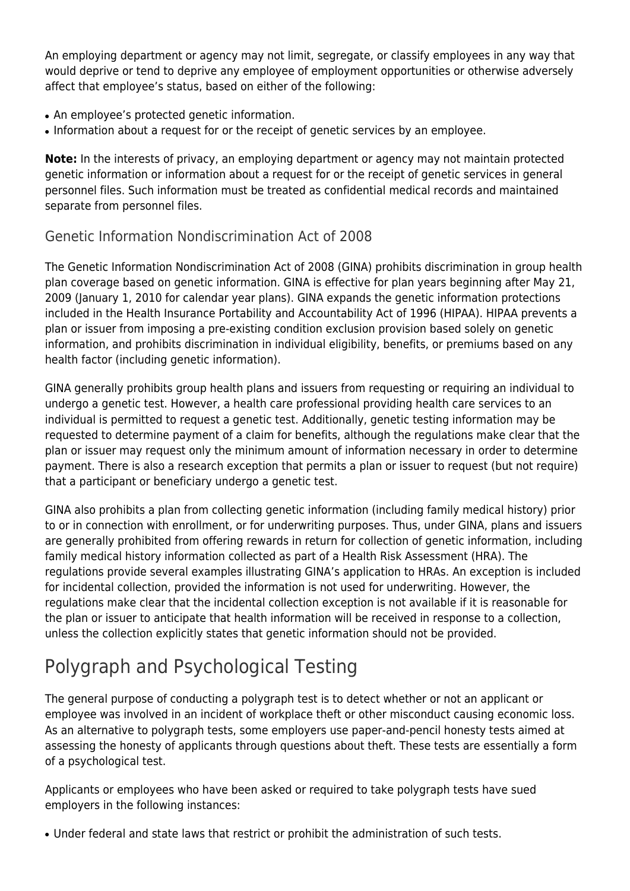An employing department or agency may not limit, segregate, or classify employees in any way that would deprive or tend to deprive any employee of employment opportunities or otherwise adversely affect that employee's status, based on either of the following:

- An employee's protected genetic information.
- Information about a request for or the receipt of genetic services by an employee.

**Note:** In the interests of privacy, an employing department or agency may not maintain protected genetic information or information about a request for or the receipt of genetic services in general personnel files. Such information must be treated as confidential medical records and maintained separate from personnel files.

### Genetic Information Nondiscrimination Act of 2008

The Genetic Information Nondiscrimination Act of 2008 (GINA) prohibits discrimination in group health plan coverage based on genetic information. GINA is effective for plan years beginning after May 21, 2009 (January 1, 2010 for calendar year plans). GINA expands the genetic information protections included in the Health Insurance Portability and Accountability Act of 1996 (HIPAA). HIPAA prevents a plan or issuer from imposing a pre-existing condition exclusion provision based solely on genetic information, and prohibits discrimination in individual eligibility, benefits, or premiums based on any health factor (including genetic information).

GINA generally prohibits group health plans and issuers from requesting or requiring an individual to undergo a genetic test. However, a health care professional providing health care services to an individual is permitted to request a genetic test. Additionally, genetic testing information may be requested to determine payment of a claim for benefits, although the regulations make clear that the plan or issuer may request only the minimum amount of information necessary in order to determine payment. There is also a research exception that permits a plan or issuer to request (but not require) that a participant or beneficiary undergo a genetic test.

GINA also prohibits a plan from collecting genetic information (including family medical history) prior to or in connection with enrollment, or for underwriting purposes. Thus, under GINA, plans and issuers are generally prohibited from offering rewards in return for collection of genetic information, including family medical history information collected as part of a Health Risk Assessment (HRA). The regulations provide several examples illustrating GINA's application to HRAs. An exception is included for incidental collection, provided the information is not used for underwriting. However, the regulations make clear that the incidental collection exception is not available if it is reasonable for the plan or issuer to anticipate that health information will be received in response to a collection, unless the collection explicitly states that genetic information should not be provided.

## Polygraph and Psychological Testing

The general purpose of conducting a polygraph test is to detect whether or not an applicant or employee was involved in an incident of workplace theft or other misconduct causing economic loss. As an alternative to polygraph tests, some employers use paper-and-pencil honesty tests aimed at assessing the honesty of applicants through questions about theft. These tests are essentially a form of a psychological test.

Applicants or employees who have been asked or required to take polygraph tests have sued employers in the following instances:

- Under federal and state laws that restrict or prohibit the administration of such tests.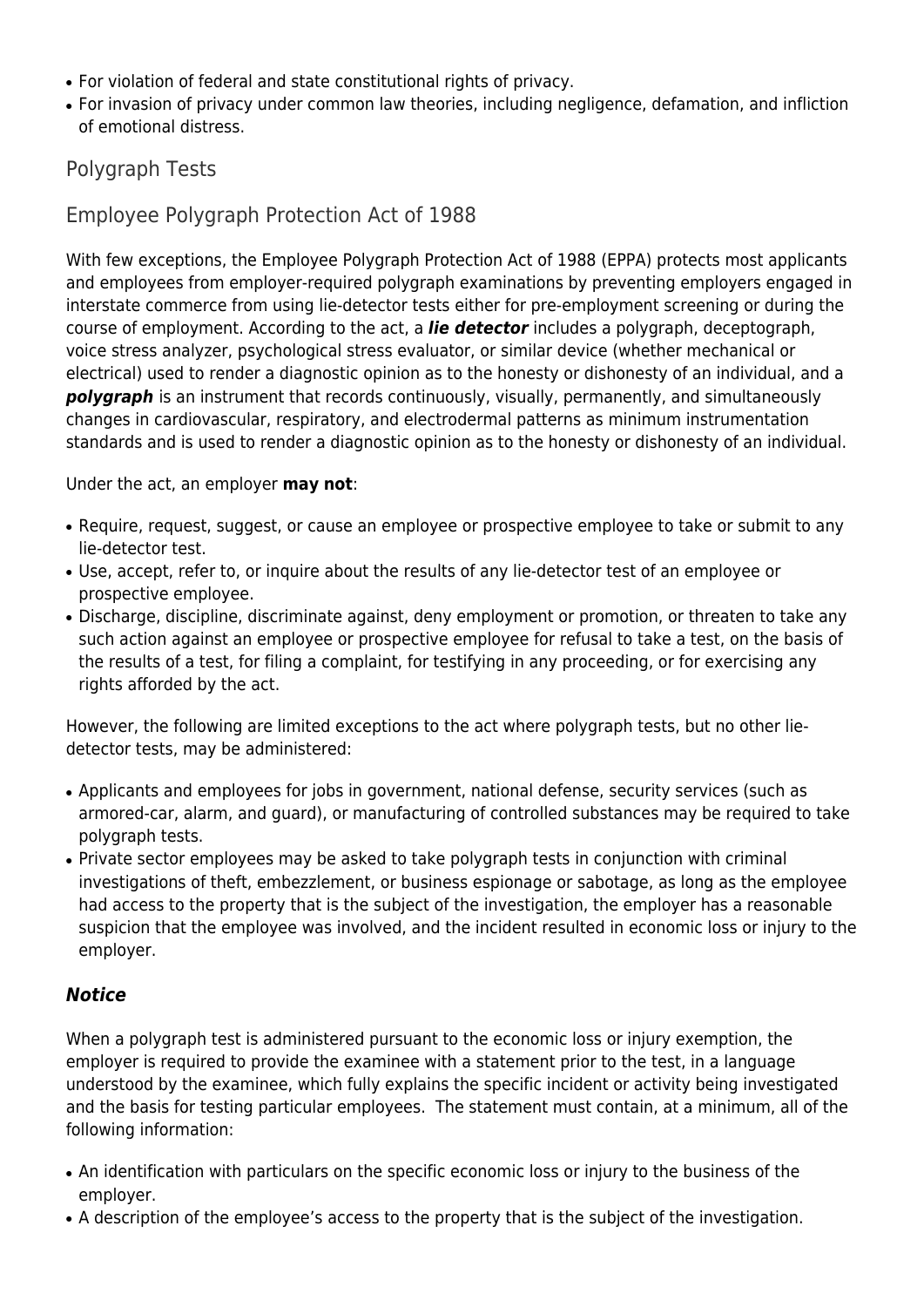- For violation of federal and state constitutional rights of privacy.
- For invasion of privacy under common law theories, including negligence, defamation, and infliction of emotional distress.

## Polygraph Tests

## Employee Polygraph Protection Act of 1988

With few exceptions, the Employee Polygraph Protection Act of 1988 (EPPA) protects most applicants and employees from employer-required polygraph examinations by preventing employers engaged in interstate commerce from using lie-detector tests either for pre-employment screening or during the course of employment. According to the act, a ***lie detector*** includes a polygraph, deceptograph, voice stress analyzer, psychological stress evaluator, or similar device (whether mechanical or electrical) used to render a diagnostic opinion as to the honesty or dishonesty of an individual, and a ***polygraph*** is an instrument that records continuously, visually, permanently, and simultaneously changes in cardiovascular, respiratory, and electrodermal patterns as minimum instrumentation standards and is used to render a diagnostic opinion as to the honesty or dishonesty of an individual.

Under the act, an employer **may not**:

- Require, request, suggest, or cause an employee or prospective employee to take or submit to any lie-detector test.
- Use, accept, refer to, or inquire about the results of any lie-detector test of an employee or prospective employee.
- Discharge, discipline, discriminate against, deny employment or promotion, or threaten to take any such action against an employee or prospective employee for refusal to take a test, on the basis of the results of a test, for filing a complaint, for testifying in any proceeding, or for exercising any rights afforded by the act.

However, the following are limited exceptions to the act where polygraph tests, but no other lie-detector tests, may be administered:

- Applicants and employees for jobs in government, national defense, security services (such as armored-car, alarm, and guard), or manufacturing of controlled substances may be required to take polygraph tests.
- Private sector employees may be asked to take polygraph tests in conjunction with criminal investigations of theft, embezzlement, or business espionage or sabotage, as long as the employee had access to the property that is the subject of the investigation, the employer has a reasonable suspicion that the employee was involved, and the incident resulted in economic loss or injury to the employer.

### ***Notice***

When a polygraph test is administered pursuant to the economic loss or injury exemption, the employer is required to provide the examinee with a statement prior to the test, in a language understood by the examinee, which fully explains the specific incident or activity being investigated and the basis for testing particular employees. The statement must contain, at a minimum, all of the following information:

- An identification with particulars on the specific economic loss or injury to the business of the employer.
- A description of the employee's access to the property that is the subject of the investigation.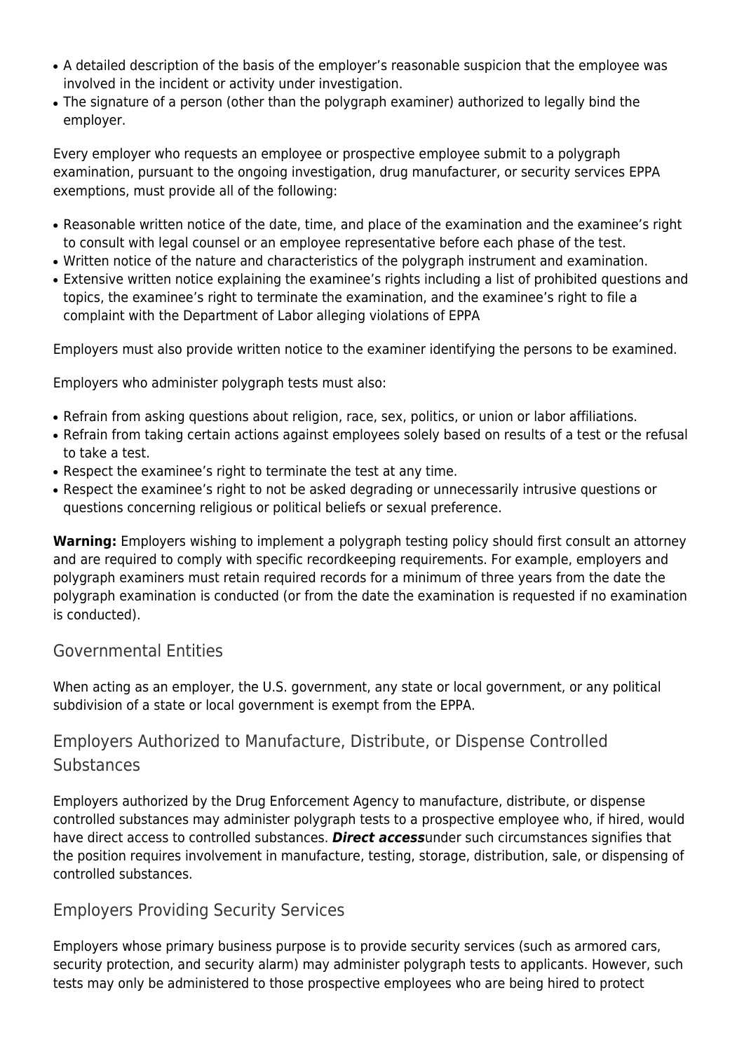- A detailed description of the basis of the employer's reasonable suspicion that the employee was involved in the incident or activity under investigation.
- The signature of a person (other than the polygraph examiner) authorized to legally bind the employer.

Every employer who requests an employee or prospective employee submit to a polygraph examination, pursuant to the ongoing investigation, drug manufacturer, or security services EPPA exemptions, must provide all of the following:

- Reasonable written notice of the date, time, and place of the examination and the examinee's right to consult with legal counsel or an employee representative before each phase of the test.
- Written notice of the nature and characteristics of the polygraph instrument and examination.
- Extensive written notice explaining the examinee's rights including a list of prohibited questions and topics, the examinee's right to terminate the examination, and the examinee's right to file a complaint with the Department of Labor alleging violations of EPPA

Employers must also provide written notice to the examiner identifying the persons to be examined.

Employers who administer polygraph tests must also:

- Refrain from asking questions about religion, race, sex, politics, or union or labor affiliations.
- Refrain from taking certain actions against employees solely based on results of a test or the refusal to take a test.
- Respect the examinee's right to terminate the test at any time.
- Respect the examinee's right to not be asked degrading or unnecessarily intrusive questions or questions concerning religious or political beliefs or sexual preference.

**Warning:** Employers wishing to implement a polygraph testing policy should first consult an attorney and are required to comply with specific recordkeeping requirements. For example, employers and polygraph examiners must retain required records for a minimum of three years from the date the polygraph examination is conducted (or from the date the examination is requested if no examination is conducted).

## Governmental Entities

When acting as an employer, the U.S. government, any state or local government, or any political subdivision of a state or local government is exempt from the EPPA.

## Employers Authorized to Manufacture, Distribute, or Dispense Controlled Substances

Employers authorized by the Drug Enforcement Agency to manufacture, distribute, or dispense controlled substances may administer polygraph tests to a prospective employee who, if hired, would have direct access to controlled substances. ***Direct access*** under such circumstances signifies that the position requires involvement in manufacture, testing, storage, distribution, sale, or dispensing of controlled substances.

## Employers Providing Security Services

Employers whose primary business purpose is to provide security services (such as armored cars, security protection, and security alarm) may administer polygraph tests to applicants. However, such tests may only be administered to those prospective employees who are being hired to protect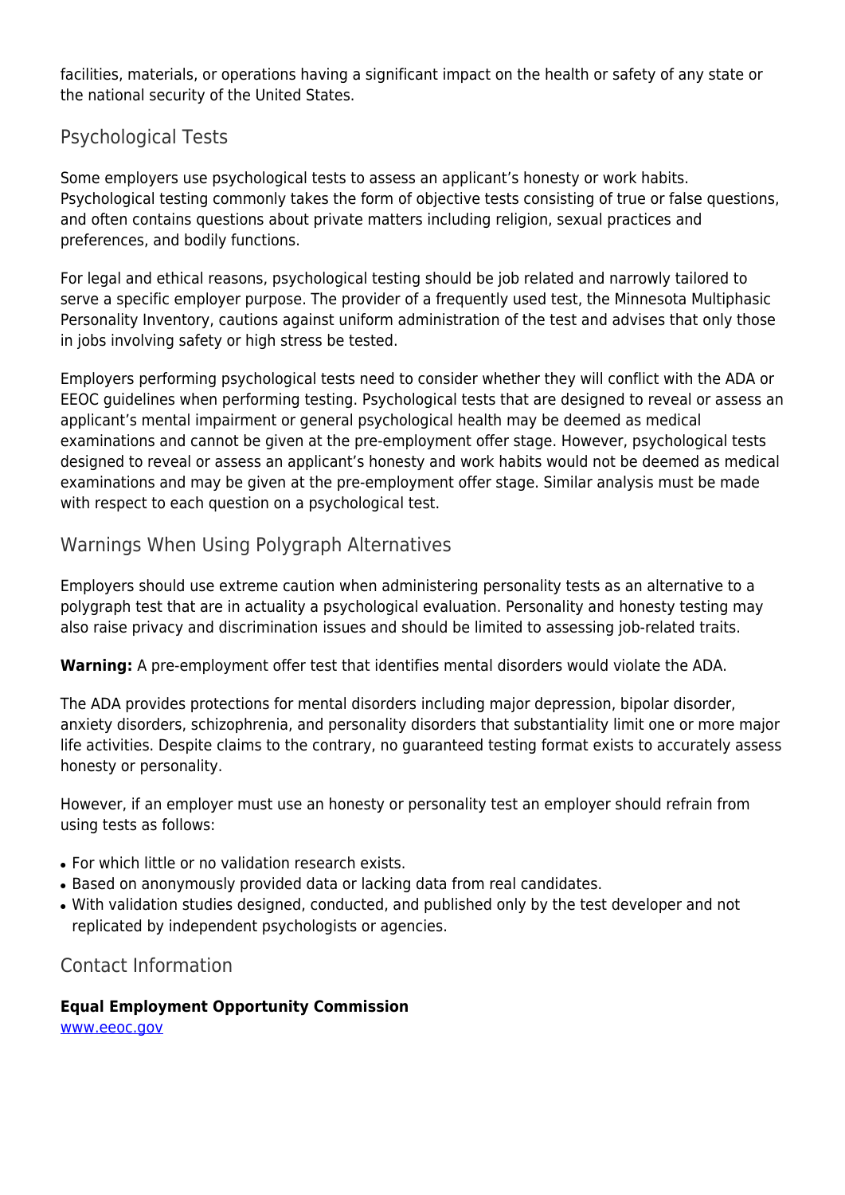facilities, materials, or operations having a significant impact on the health or safety of any state or the national security of the United States.

## Psychological Tests

Some employers use psychological tests to assess an applicant's honesty or work habits. Psychological testing commonly takes the form of objective tests consisting of true or false questions, and often contains questions about private matters including religion, sexual practices and preferences, and bodily functions.

For legal and ethical reasons, psychological testing should be job related and narrowly tailored to serve a specific employer purpose. The provider of a frequently used test, the Minnesota Multiphasic Personality Inventory, cautions against uniform administration of the test and advises that only those in jobs involving safety or high stress be tested.

Employers performing psychological tests need to consider whether they will conflict with the ADA or EEOC guidelines when performing testing. Psychological tests that are designed to reveal or assess an applicant's mental impairment or general psychological health may be deemed as medical examinations and cannot be given at the pre-employment offer stage. However, psychological tests designed to reveal or assess an applicant's honesty and work habits would not be deemed as medical examinations and may be given at the pre-employment offer stage. Similar analysis must be made with respect to each question on a psychological test.

## Warnings When Using Polygraph Alternatives

Employers should use extreme caution when administering personality tests as an alternative to a polygraph test that are in actuality a psychological evaluation. Personality and honesty testing may also raise privacy and discrimination issues and should be limited to assessing job-related traits.

**Warning:** A pre-employment offer test that identifies mental disorders would violate the ADA.

The ADA provides protections for mental disorders including major depression, bipolar disorder, anxiety disorders, schizophrenia, and personality disorders that substantiality limit one or more major life activities. Despite claims to the contrary, no guaranteed testing format exists to accurately assess honesty or personality.

However, if an employer must use an honesty or personality test an employer should refrain from using tests as follows:

- For which little or no validation research exists.
- Based on anonymously provided data or lacking data from real candidates.
- With validation studies designed, conducted, and published only by the test developer and not replicated by independent psychologists or agencies.

## Contact Information

**Equal Employment Opportunity Commission**
www.eeoc.gov